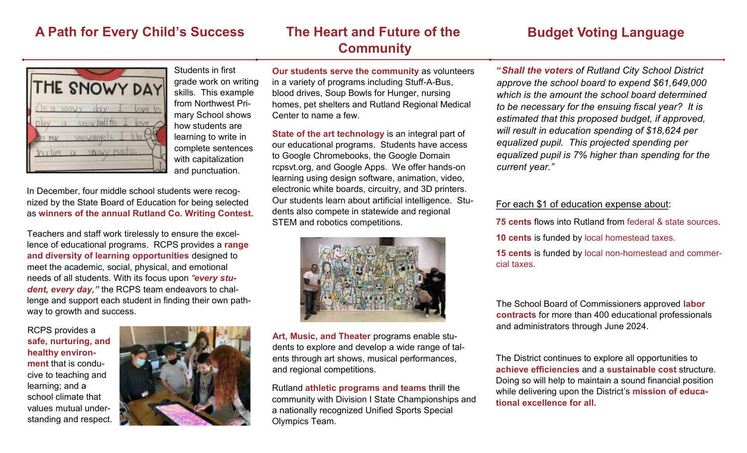## A Path for Every Child's Success

Students in first grade work on writing skills. This example from Northwest Primary School shows how students are learning to write in complete sentences with capitalization and punctuation.

In December, four middle school students were recognized by the State Board of Education for being selected as **winners of the annual Rutland Co. Writing Contest.**

Teachers and staff work tirelessly to ensure the excellence of educational programs. RCPS provides a **range and diversity of learning opportunities** designed to meet the academic, social, physical, and emotional needs of all students. With its focus upon ***"every student, every day,"*** the RCPS team endeavors to challenge and support each student in finding their own pathway to growth and success.

RCPS provides a **safe, nurturing, and healthy environment** that is conducive to teaching and learning; and a school climate that values mutual understanding and respect.

## The Heart and Future of the Community

**Our students serve the community** as volunteers in a variety of programs including Stuff-A-Bus, blood drives, Soup Bowls for Hunger, nursing homes, pet shelters and Rutland Regional Medical Center to name a few.

**State of the art technology** is an integral part of our educational programs. Students have access to Google Chromebooks, the Google Domain rcpsvt.org, and Google Apps. We offer hands-on learning using design software, animation, video, electronic white boards, circuitry, and 3D printers. Our students learn about artificial intelligence. Students also compete in statewide and regional STEM and robotics competitions.

**Art, Music, and Theater** programs enable students to explore and develop a wide range of talents through art shows, musical performances, and regional competitions.

Rutland **athletic programs and teams** thrill the community with Division I State Championships and a nationally recognized Unified Sports Special Olympics Team.

## Budget Voting Language

***"Shall the voters** of Rutland City School District approve the school board to expend $61,649,000 which is the amount the school board determined to be necessary for the ensuing fiscal year? It is estimated that this proposed budget, if approved, will result in education spending of $18,624 per equalized pupil. This projected spending per equalized pupil is 7% higher than spending for the current year."*

For each $1 of education expense about:

**75 cents** flows into Rutland from federal & state sources.

**10 cents** is funded by local homestead taxes.

**15 cents** is funded by local non-homestead and commercial taxes.

The School Board of Commissioners approved **labor contracts** for more than 400 educational professionals and administrators through June 2024.

The District continues to explore all opportunities to **achieve efficiencies** and a **sustainable cost** structure. Doing so will help to maintain a sound financial position while delivering upon the District's **mission of educational excellence for all.**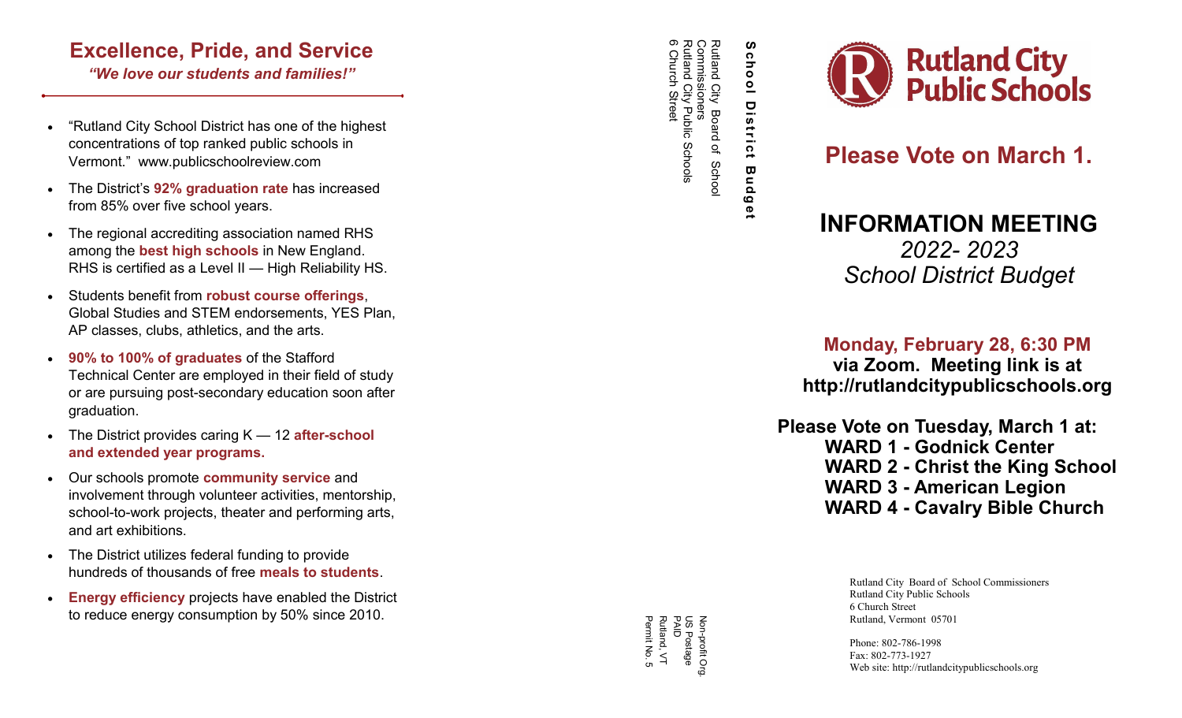## Excellence, Pride, and Service

*"We love our students and families!"*

- "Rutland City School District has one of the highest concentrations of top ranked public schools in Vermont." www.publicschoolreview.com
- The District's **92% graduation rate** has increased from 85% over five school years.
- The regional accrediting association named RHS among the **best high schools** in New England. RHS is certified as a Level II — High Reliability HS.
- Students benefit from **robust course offerings**, Global Studies and STEM endorsements, YES Plan, AP classes, clubs, athletics, and the arts.
- **90% to 100% of graduates** of the Stafford Technical Center are employed in their field of study or are pursuing post-secondary education soon after graduation.
- The District provides caring K — 12 **after-school and extended year programs.**
- Our schools promote **community service** and involvement through volunteer activities, mentorship, school-to-work projects, theater and performing arts, and art exhibitions.
- The District utilizes federal funding to provide hundreds of thousands of free **meals to students**.
- **Energy efficiency** projects have enabled the District to reduce energy consumption by 50% since 2010.

**School District Budget**

Rutland City Board of School Commissioners
Rutland City Public Schools
6 Church Street

Non-profit Org.
US Postage
PAID
Rutland, VT
Permit No. 5

# Rutland City Public Schools

## Please Vote on March 1.

## INFORMATION MEETING
*2022- 2023*
*School District Budget*

**Monday, February 28, 6:30 PM**
**via Zoom. Meeting link is at http://rutlandcitypublicschools.org**

**Please Vote on Tuesday, March 1 at:**
**WARD 1 - Godnick Center**
**WARD 2 - Christ the King School**
**WARD 3 - American Legion**
**WARD 4 - Cavalry Bible Church**

Rutland City Board of School Commissioners
Rutland City Public Schools
6 Church Street
Rutland, Vermont 05701

Phone: 802-786-1998
Fax: 802-773-1927
Web site: http://rutlandcitypublicschools.org